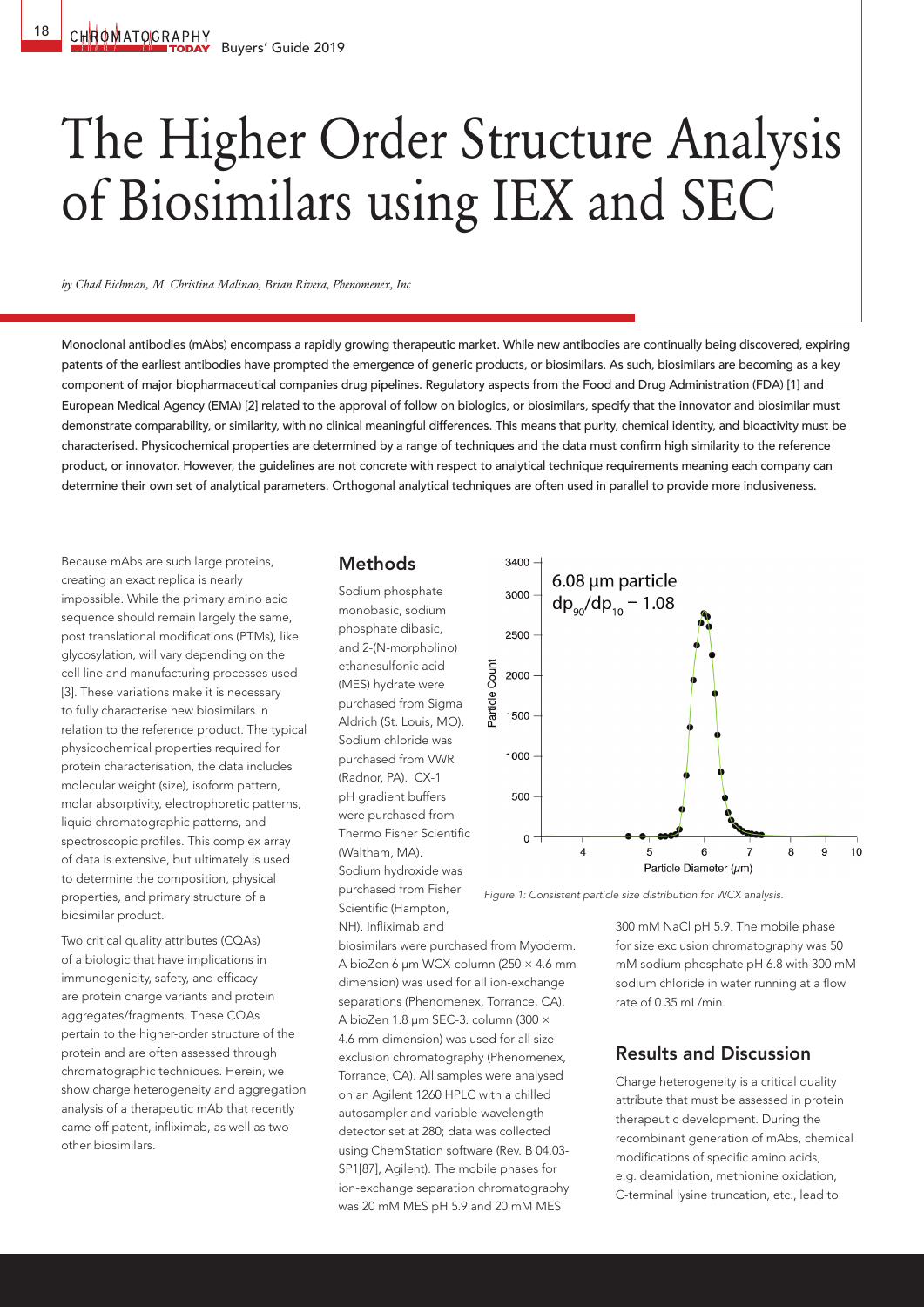# The Higher Order Structure Analysis of Biosimilars using IEX and SEC

*by Chad Eichman, M. Christina Malinao, Brian Rivera, Phenomenex, Inc*

Monoclonal antibodies (mAbs) encompass a rapidly growing therapeutic market. While new antibodies are continually being discovered, expiring patents of the earliest antibodies have prompted the emergence of generic products, or biosimilars. As such, biosimilars are becoming as a key component of major biopharmaceutical companies drug pipelines. Regulatory aspects from the Food and Drug Administration (FDA) [1] and European Medical Agency (EMA) [2] related to the approval of follow on biologics, or biosimilars, specify that the innovator and biosimilar must demonstrate comparability, or similarity, with no clinical meaningful differences. This means that purity, chemical identity, and bioactivity must be characterised. Physicochemical properties are determined by a range of techniques and the data must confirm high similarity to the reference product, or innovator. However, the guidelines are not concrete with respect to analytical technique requirements meaning each company can determine their own set of analytical parameters. Orthogonal analytical techniques are often used in parallel to provide more inclusiveness.

Because mAbs are such large proteins, creating an exact replica is nearly impossible. While the primary amino acid sequence should remain largely the same, post translational modifications (PTMs), like glycosylation, will vary depending on the cell line and manufacturing processes used [3]. These variations make it necessary to fully characterise new biosimilars in relation to the reference product. The typical physicochemical properties required for protein characterisation, the data includes molecular weight (size), isoform pattern, molar absorptivity, electrophoretic patterns, liquid chromatographic patterns, and spectroscopic profiles. This complex array of data is extensive, but ultimately is used to determine the composition, physical properties, and primary structure of a biosimilar product.

Two critical quality attributes (CQAs) of a biologic that have implications in immunogenicity, safety, and efficacy are protein charge variants and protein aggregates/fragments. These CQAs pertain to the higher-order structure of the protein and are often assessed through chromatographic techniques. Herein, we show charge heterogeneity and aggregation analysis of a therapeutic mAb that recently came off patent, infliximab, as well as two other biosimilars.

## Methods

Sodium phosphate monobasic, sodium phosphate dibasic, and 2-(N-morpholino) ethanesulfonic acid (MES) hydrate were purchased from Sigma Aldrich (St. Louis, MO). Sodium chloride was purchased from VWR (Radnor, PA). CX-1 pH gradient buffers were purchased from Thermo Fisher Scientific (Waltham, MA). Sodium hydroxide was purchased from Fisher Scientific (Hampton, NH). Infliximab and biosimilars were purchased from Myoderm. A bioZen 6 µm WCX-column (250 × 4.6 mm dimension) was used for all ion-exchange separations (Phenomenex, Torrance, CA). A bioZen 1.8 µm SEC-3. column (300 × 4.6 mm dimension) was used for all size exclusion chromatography (Phenomenex, Torrance, CA). All samples were analysed on an Agilent 1260 HPLC with a chilled autosampler and variable wavelength detector set at 280; data was collected using ChemStation software (Rev. B 04.03-SP1[87], Agilent). The mobile phases for ion-exchange separation chromatography was 20 mM MES pH 5.9 and 20 mM MES 300 mM NaCl pH 5.9. The mobile phase for size exclusion chromatography was 50 mM sodium phosphate pH 6.8 with 300 mM sodium chloride in water running at a flow rate of 0.35 mL/min.

6.08 µm particle
$dp_{90}/dp_{10} = 1.08$

*Figure 1: Consistent particle size distribution for WCX analysis.*

## Results and Discussion

Charge heterogeneity is a critical quality attribute that must be assessed in protein therapeutic development. During the recombinant generation of mAbs, chemical modifications of specific amino acids, e.g. deamidation, methionine oxidation, C-terminal lysine truncation, etc., lead to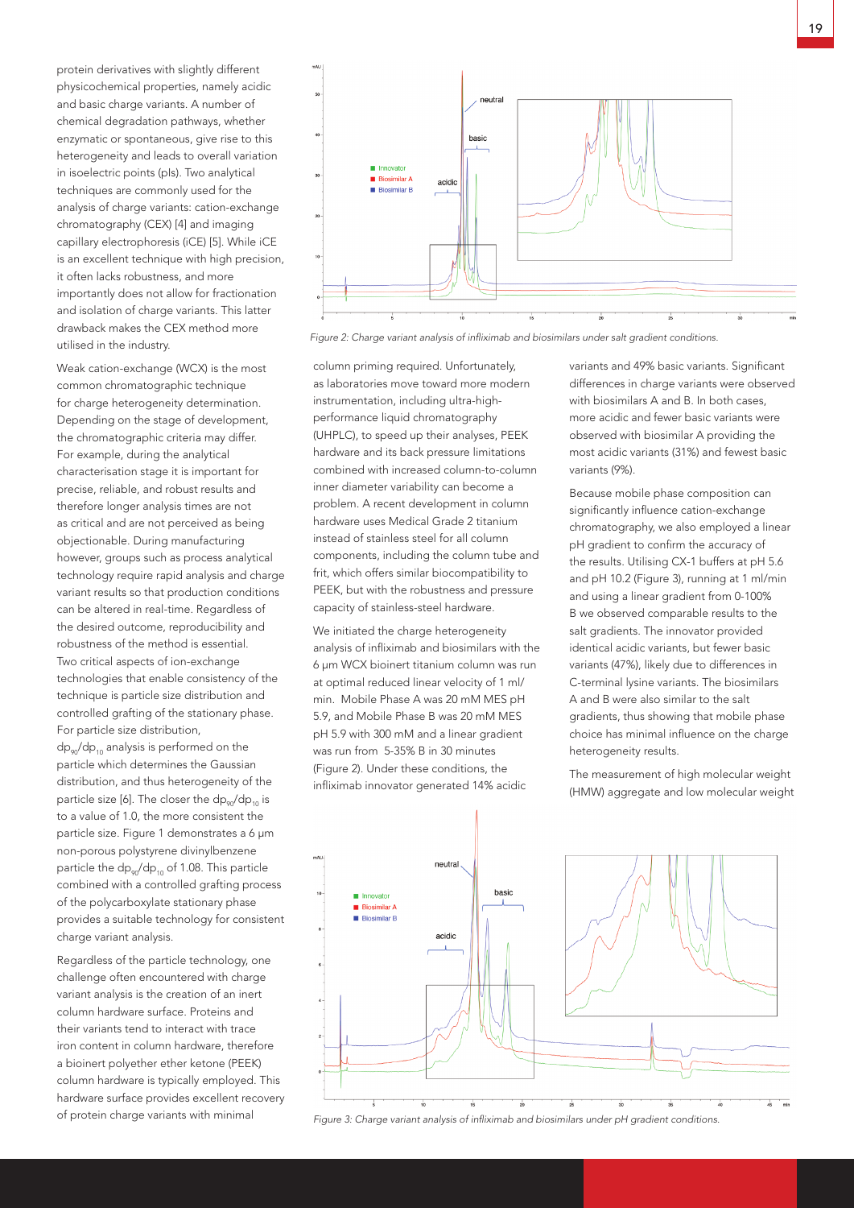protein derivatives with slightly different physicochemical properties, namely acidic and basic charge variants. A number of chemical degradation pathways, whether enzymatic or spontaneous, give rise to this heterogeneity and leads to overall variation in isoelectric points (pIs). Two analytical techniques are commonly used for the analysis of charge variants: cation-exchange chromatography (CEX) [4] and imaging capillary electrophoresis (iCE) [5]. While iCE is an excellent technique with high precision, it often lacks robustness, and more importantly does not allow for fractionation and isolation of charge variants. This latter drawback makes the CEX method more utilised in the industry.

Weak cation-exchange (WCX) is the most common chromatographic technique for charge heterogeneity determination. Depending on the stage of development, the chromatographic criteria may differ. For example, during the analytical characterisation stage it is important for precise, reliable, and robust results and therefore longer analysis times are not as critical and are not perceived as being objectionable. During manufacturing however, groups such as process analytical technology require rapid analysis and charge variant results so that production conditions can be altered in real-time. Regardless of the desired outcome, reproducibility and robustness of the method is essential. Two critical aspects of ion-exchange technologies that enable consistency of the technique is particle size distribution and controlled grafting of the stationary phase. For particle size distribution, $dp_{90}/dp_{10}$ analysis is performed on the particle which determines the Gaussian distribution, and thus heterogeneity of the particle size [6]. The closer the $dp_{90}/dp_{10}$ is to a value of 1.0, the more consistent the particle size. Figure 1 demonstrates a 6 µm non-porous polystyrene divinylbenzene particle the $dp_{90}/dp_{10}$ of 1.08. This particle combined with a controlled grafting process of the polycarboxylate stationary phase provides a suitable technology for consistent charge variant analysis.

Regardless of the particle technology, one challenge often encountered with charge variant analysis is the creation of an inert column hardware surface. Proteins and their variants tend to interact with trace iron content in column hardware, therefore a bioinert polyether ether ketone (PEEK) column hardware is typically employed. This hardware surface provides excellent recovery of protein charge variants with minimal column priming required. Unfortunately, as laboratories move toward more modern instrumentation, including ultra-high-performance liquid chromatography (UHPLC), to speed up their analyses, PEEK hardware and its back pressure limitations combined with increased column-to-column inner diameter variability can become a problem. A recent development in column hardware uses Medical Grade 2 titanium instead of stainless steel for all column components, including the column tube and frit, which offers similar biocompatibility to PEEK, but with the robustness and pressure capacity of stainless-steel hardware.

We initiated the charge heterogeneity analysis of infliximab and biosimilars with the 6 µm WCX bioinert titanium column was run at optimal reduced linear velocity of 1 ml/min. Mobile Phase A was 20 mM MES pH 5.9, and Mobile Phase B was 20 mM MES pH 5.9 with 300 mM and a linear gradient was run from 5-35% B in 30 minutes (Figure 2). Under these conditions, the infliximab innovator generated 14% acidic variants and 49% basic variants. Significant differences in charge variants were observed with biosimilars A and B. In both cases, more acidic and fewer basic variants were observed with biosimilar A providing the most acidic variants (31%) and fewest basic variants (9%).

*Figure 2: Charge variant analysis of infliximab and biosimilars under salt gradient conditions.*

Because mobile phase composition can significantly influence cation-exchange chromatography, we also employed a linear pH gradient to confirm the accuracy of the results. Utilising CX-1 buffers at pH 5.6 and pH 10.2 (Figure 3), running at 1 ml/min and using a linear gradient from 0-100% B we observed comparable results to the salt gradients. The innovator provided identical acidic variants, but fewer basic variants (47%), likely due to differences in C-terminal lysine variants. The biosimilars A and B were also similar to the salt gradients, thus showing that mobile phase choice has minimal influence on the charge heterogeneity results.

The measurement of high molecular weight (HMW) aggregate and low molecular weight

*Figure 3: Charge variant analysis of infliximab and biosimilars under pH gradient conditions.*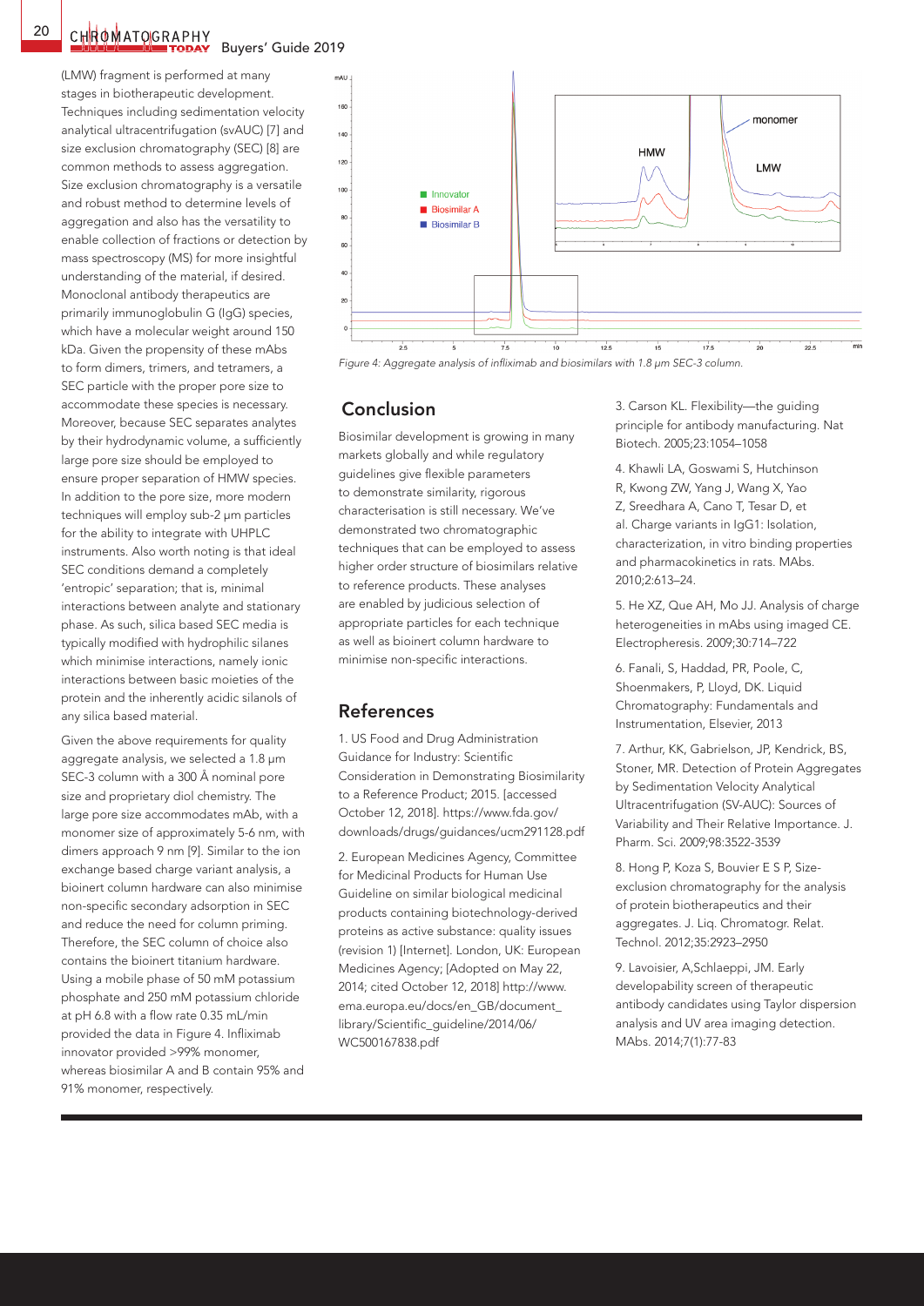(LMW) fragment is performed at many stages in biotherapeutic development. Techniques including sedimentation velocity analytical ultracentrifugation (svAUC) [7] and size exclusion chromatography (SEC) [8] are common methods to assess aggregation. Size exclusion chromatography is a versatile and robust method to determine levels of aggregation and also has the versatility to enable collection of fractions or detection by mass spectroscopy (MS) for more insightful understanding of the material, if desired. Monoclonal antibody therapeutics are primarily immunoglobulin G (IgG) species, which have a molecular weight around 150 kDa. Given the propensity of these mAbs to form dimers, trimers, and tetramers, a SEC particle with the proper pore size to accommodate these species is necessary. Moreover, because SEC separates analytes by their hydrodynamic volume, a sufficiently large pore size should be employed to ensure proper separation of HMW species. In addition to the pore size, more modern techniques will employ sub-2 µm particles for the ability to integrate with UHPLC instruments. Also worth noting is that ideal SEC conditions demand a completely 'entropic' separation; that is, minimal interactions between analyte and stationary phase. As such, silica based SEC media is typically modified with hydrophilic silanes which minimise interactions, namely ionic interactions between basic moieties of the protein and the inherently acidic silanols of any silica based material.

Given the above requirements for quality aggregate analysis, we selected a 1.8 µm SEC-3 column with a 300 Å nominal pore size and proprietary diol chemistry. The large pore size accommodates mAb, with a monomer size of approximately 5-6 nm, with dimers approach 9 nm [9]. Similar to the ion exchange based charge variant analysis, a bioinert column hardware can also minimise non-specific secondary adsorption in SEC and reduce the need for column priming. Therefore, the SEC column of choice also contains the bioinert titanium hardware. Using a mobile phase of 50 mM potassium phosphate and 250 mM potassium chloride at pH 6.8 with a flow rate 0.35 mL/min provided the data in Figure 4. Infliximab innovator provided >99% monomer, whereas biosimilar A and B contain 95% and 91% monomer, respectively.

mAU
160
140
120
100
80
60
40
20
0
2.5 5 7.5 10 12.5 15 17.5 20 22.5 min
Innovator
Biosimilar A
Biosimilar B
HMW
monomer
LMW

*Figure 4: Aggregate analysis of infliximab and biosimilars with 1.8 µm SEC-3 column.*

## Conclusion

Biosimilar development is growing in many markets globally and while regulatory guidelines give flexible parameters to demonstrate similarity, rigorous characterisation is still necessary. We've demonstrated two chromatographic techniques that can be employed to assess higher order structure of biosimilars relative to reference products. These analyses are enabled by judicious selection of appropriate particles for each technique as well as bioinert column hardware to minimise non-specific interactions.

## References

1. US Food and Drug Administration Guidance for Industry: Scientific Consideration in Demonstrating Biosimilarity to a Reference Product; 2015. [accessed October 12, 2018]. https://www.fda.gov/downloads/drugs/guidances/ucm291128.pdf

2. European Medicines Agency, Committee for Medicinal Products for Human Use Guideline on similar biological medicinal products containing biotechnology-derived proteins as active substance: quality issues (revision 1) [Internet]. London, UK: European Medicines Agency; [Adopted on May 22, 2014; cited October 12, 2018] http://www.ema.europa.eu/docs/en_GB/document_library/Scientific_guideline/2014/06/WC500167838.pdf

3. Carson KL. Flexibility—the guiding principle for antibody manufacturing. Nat Biotech. 2005;23:1054–1058

4. Khawli LA, Goswami S, Hutchinson R, Kwong ZW, Yang J, Wang X, Yao Z, Sreedhara A, Cano T, Tesar D, et al. Charge variants in IgG1: Isolation, characterization, in vitro binding properties and pharmacokinetics in rats. MAbs. 2010;2:613–24.

5. He XZ, Que AH, Mo JJ. Analysis of charge heterogeneities in mAbs using imaged CE. Electrophoresis. 2009;30:714–722

6. Fanali, S, Haddad, PR, Poole, C, Shoenmakers, P, Lloyd, DK. Liquid Chromatography: Fundamentals and Instrumentation, Elsevier, 2013

7. Arthur, KK, Gabrielson, JP, Kendrick, BS, Stoner, MR. Detection of Protein Aggregates by Sedimentation Velocity Analytical Ultracentrifugation (SV-AUC): Sources of Variability and Their Relative Importance. J. Pharm. Sci. 2009;98:3522-3539

8. Hong P, Koza S, Bouvier E S P, Size-exclusion chromatography for the analysis of protein biotherapeutics and their aggregates. J. Liq. Chromatogr. Relat. Technol. 2012;35:2923–2950

9. Lavoisier, A,Schlaeppi, JM. Early developability screen of therapeutic antibody candidates using Taylor dispersion analysis and UV area imaging detection. MAbs. 2014;7(1):77-83